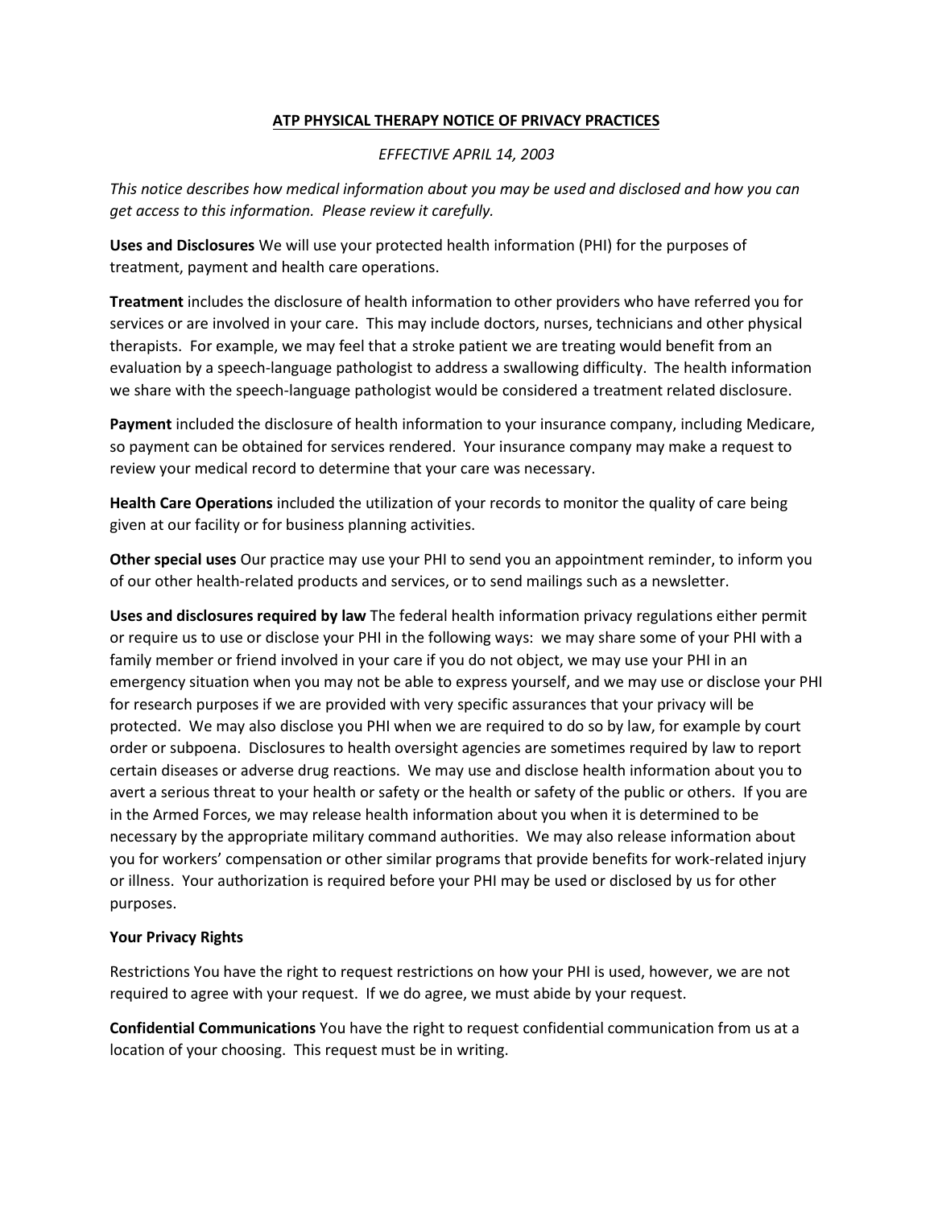# ATP PHYSICAL THERAPY NOTICE OF PRIVACY PRACTICES

*EFFECTIVE APRIL 14, 2003*

*This notice describes how medical information about you may be used and disclosed and how you can get access to this information. Please review it carefully.*

**Uses and Disclosures** We will use your protected health information (PHI) for the purposes of treatment, payment and health care operations.

**Treatment** includes the disclosure of health information to other providers who have referred you for services or are involved in your care. This may include doctors, nurses, technicians and other physical therapists. For example, we may feel that a stroke patient we are treating would benefit from an evaluation by a speech-language pathologist to address a swallowing difficulty. The health information we share with the speech-language pathologist would be considered a treatment related disclosure.

**Payment** included the disclosure of health information to your insurance company, including Medicare, so payment can be obtained for services rendered. Your insurance company may make a request to review your medical record to determine that your care was necessary.

**Health Care Operations** included the utilization of your records to monitor the quality of care being given at our facility or for business planning activities.

**Other special uses** Our practice may use your PHI to send you an appointment reminder, to inform you of our other health-related products and services, or to send mailings such as a newsletter.

**Uses and disclosures required by law** The federal health information privacy regulations either permit or require us to use or disclose your PHI in the following ways: we may share some of your PHI with a family member or friend involved in your care if you do not object, we may use your PHI in an emergency situation when you may not be able to express yourself, and we may use or disclose your PHI for research purposes if we are provided with very specific assurances that your privacy will be protected. We may also disclose you PHI when we are required to do so by law, for example by court order or subpoena. Disclosures to health oversight agencies are sometimes required by law to report certain diseases or adverse drug reactions. We may use and disclose health information about you to avert a serious threat to your health or safety or the health or safety of the public or others. If you are in the Armed Forces, we may release health information about you when it is determined to be necessary by the appropriate military command authorities. We may also release information about you for workers' compensation or other similar programs that provide benefits for work-related injury or illness. Your authorization is required before your PHI may be used or disclosed by us for other purposes.

**Your Privacy Rights**

Restrictions You have the right to request restrictions on how your PHI is used, however, we are not required to agree with your request. If we do agree, we must abide by your request.

**Confidential Communications** You have the right to request confidential communication from us at a location of your choosing. This request must be in writing.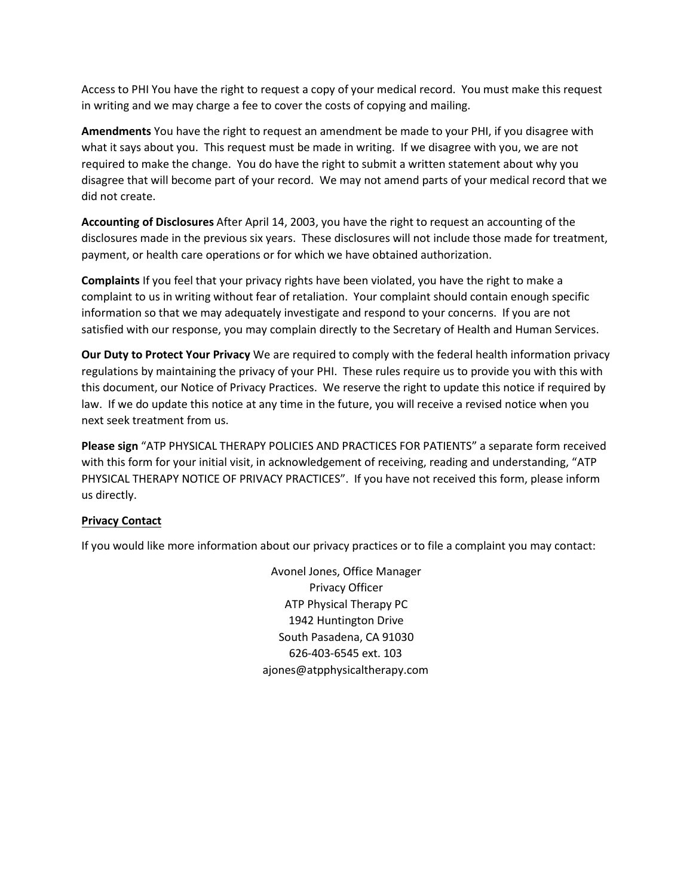Access to PHI You have the right to request a copy of your medical record. You must make this request in writing and we may charge a fee to cover the costs of copying and mailing.

**Amendments** You have the right to request an amendment be made to your PHI, if you disagree with what it says about you. This request must be made in writing. If we disagree with you, we are not required to make the change. You do have the right to submit a written statement about why you disagree that will become part of your record. We may not amend parts of your medical record that we did not create.

**Accounting of Disclosures** After April 14, 2003, you have the right to request an accounting of the disclosures made in the previous six years. These disclosures will not include those made for treatment, payment, or health care operations or for which we have obtained authorization.

**Complaints** If you feel that your privacy rights have been violated, you have the right to make a complaint to us in writing without fear of retaliation. Your complaint should contain enough specific information so that we may adequately investigate and respond to your concerns. If you are not satisfied with our response, you may complain directly to the Secretary of Health and Human Services.

**Our Duty to Protect Your Privacy** We are required to comply with the federal health information privacy regulations by maintaining the privacy of your PHI. These rules require us to provide you with this with this document, our Notice of Privacy Practices. We reserve the right to update this notice if required by law. If we do update this notice at any time in the future, you will receive a revised notice when you next seek treatment from us.

**Please sign** "ATP PHYSICAL THERAPY POLICIES AND PRACTICES FOR PATIENTS" a separate form received with this form for your initial visit, in acknowledgement of receiving, reading and understanding, "ATP PHYSICAL THERAPY NOTICE OF PRIVACY PRACTICES". If you have not received this form, please inform us directly.

**Privacy Contact**

If you would like more information about our privacy practices or to file a complaint you may contact:

Avonel Jones, Office Manager
Privacy Officer
ATP Physical Therapy PC
1942 Huntington Drive
South Pasadena, CA 91030
626-403-6545 ext. 103
ajones@atpphysicaltherapy.com